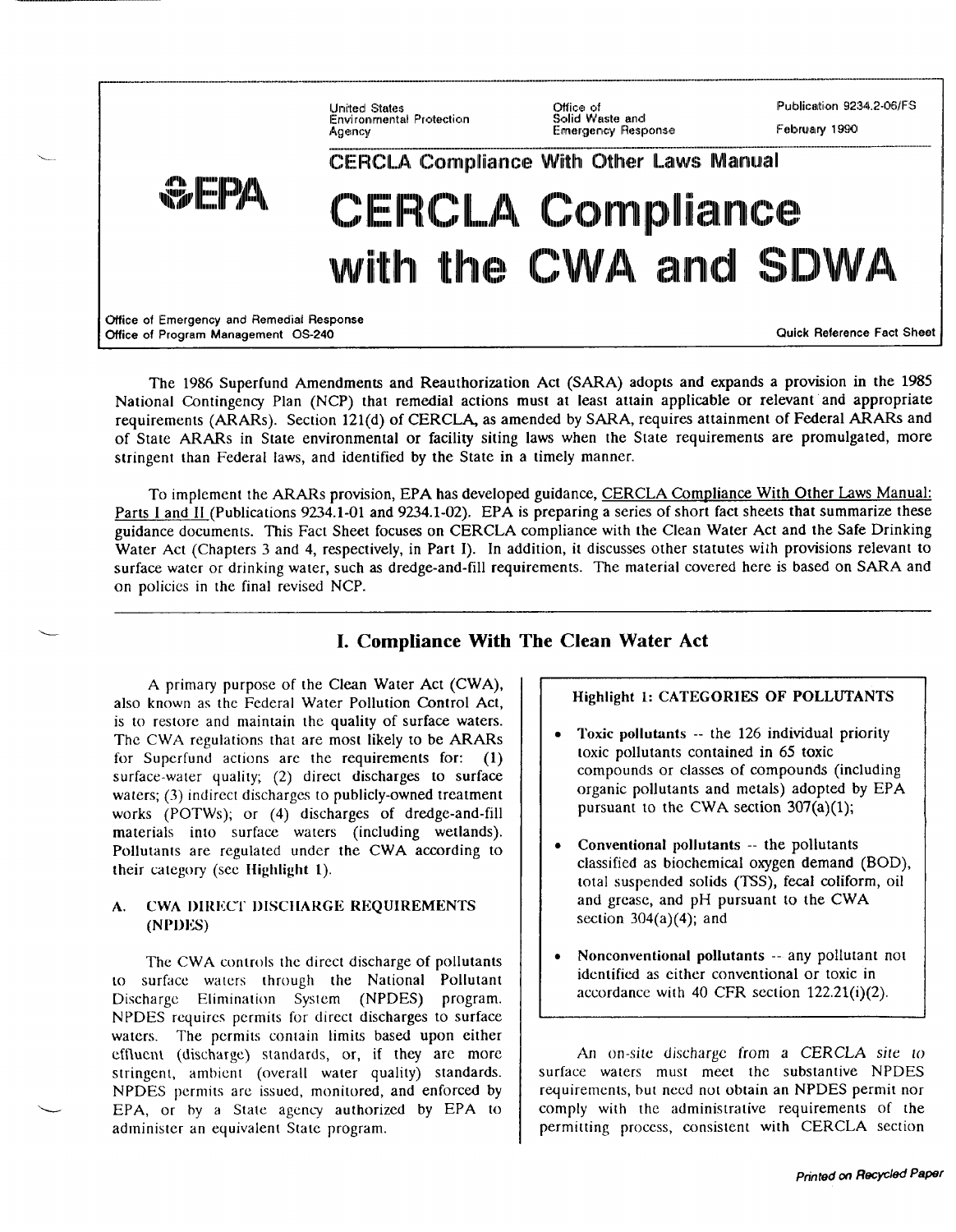United States Environmental Protection Agency

Office of Solid Waste and Emergency Response

Publication 9234.2-06/FS

February 1990

CERCLA Compliance With Other Laws Manual

# CERCLA Compliance with the CWA and SDWA

Office of Emergency and Remedial Response
Office of Program Management OS-240

Quick Reference Fact Sheet

The 1986 Superfund Amendments and Reauthorization Act (SARA) adopts and expands a provision in the 1985 National Contingency Plan (NCP) that remedial actions must at least attain applicable or relevant and appropriate requirements (ARARs). Section 121(d) of CERCLA, as amended by SARA, requires attainment of Federal ARARs and of State ARARs in State environmental or facility siting laws when the State requirements are promulgated, more stringent than Federal laws, and identified by the State in a timely manner.

To implement the ARARs provision, EPA has developed guidance, CERCLA Compliance With Other Laws Manual: Parts I and II (Publications 9234.1-01 and 9234.1-02). EPA is preparing a series of short fact sheets that summarize these guidance documents. This Fact Sheet focuses on CERCLA compliance with the Clean Water Act and the Safe Drinking Water Act (Chapters 3 and 4, respectively, in Part I). In addition, it discusses other statutes with provisions relevant to surface water or drinking water, such as dredge-and-fill requirements. The material covered here is based on SARA and on policies in the final revised NCP.

## I. Compliance With The Clean Water Act

A primary purpose of the Clean Water Act (CWA), also known as the Federal Water Pollution Control Act, is to restore and maintain the quality of surface waters. The CWA regulations that are most likely to be ARARs for Superfund actions are the requirements for: (1) surface-water quality; (2) direct discharges to surface waters; (3) indirect discharges to publicly-owned treatment works (POTWs); or (4) discharges of dredge-and-fill materials into surface waters (including wetlands). Pollutants are regulated under the CWA according to their category (see **Highlight 1**).

### A. CWA DIRECT DISCHARGE REQUIREMENTS (NPDES)

The CWA controls the direct discharge of pollutants to surface waters through the National Pollutant Discharge Elimination System (NPDES) program. NPDES requires permits for direct discharges to surface waters. The permits contain limits based upon either effluent (discharge) standards, or, if they are more stringent, ambient (overall water quality) standards. NPDES permits are issued, monitored, and enforced by EPA, or by a State agency authorized by EPA to administer an equivalent State program.

> **Highlight 1: CATEGORIES OF POLLUTANTS**
>
> - **Toxic pollutants** -- the 126 individual priority toxic pollutants contained in 65 toxic compounds or classes of compounds (including organic pollutants and metals) adopted by EPA pursuant to the CWA section 307(a)(1);
> - **Conventional pollutants** -- the pollutants classified as biochemical oxygen demand (BOD), total suspended solids (TSS), fecal coliform, oil and grease, and pH pursuant to the CWA section 304(a)(4); and
> - **Nonconventional pollutants** -- any pollutant not identified as either conventional or toxic in accordance with 40 CFR section 122.21(i)(2).

An on-site discharge from a CERCLA site to surface waters must meet the substantive NPDES requirements, but need not obtain an NPDES permit nor comply with the administrative requirements of the permitting process, consistent with CERCLA section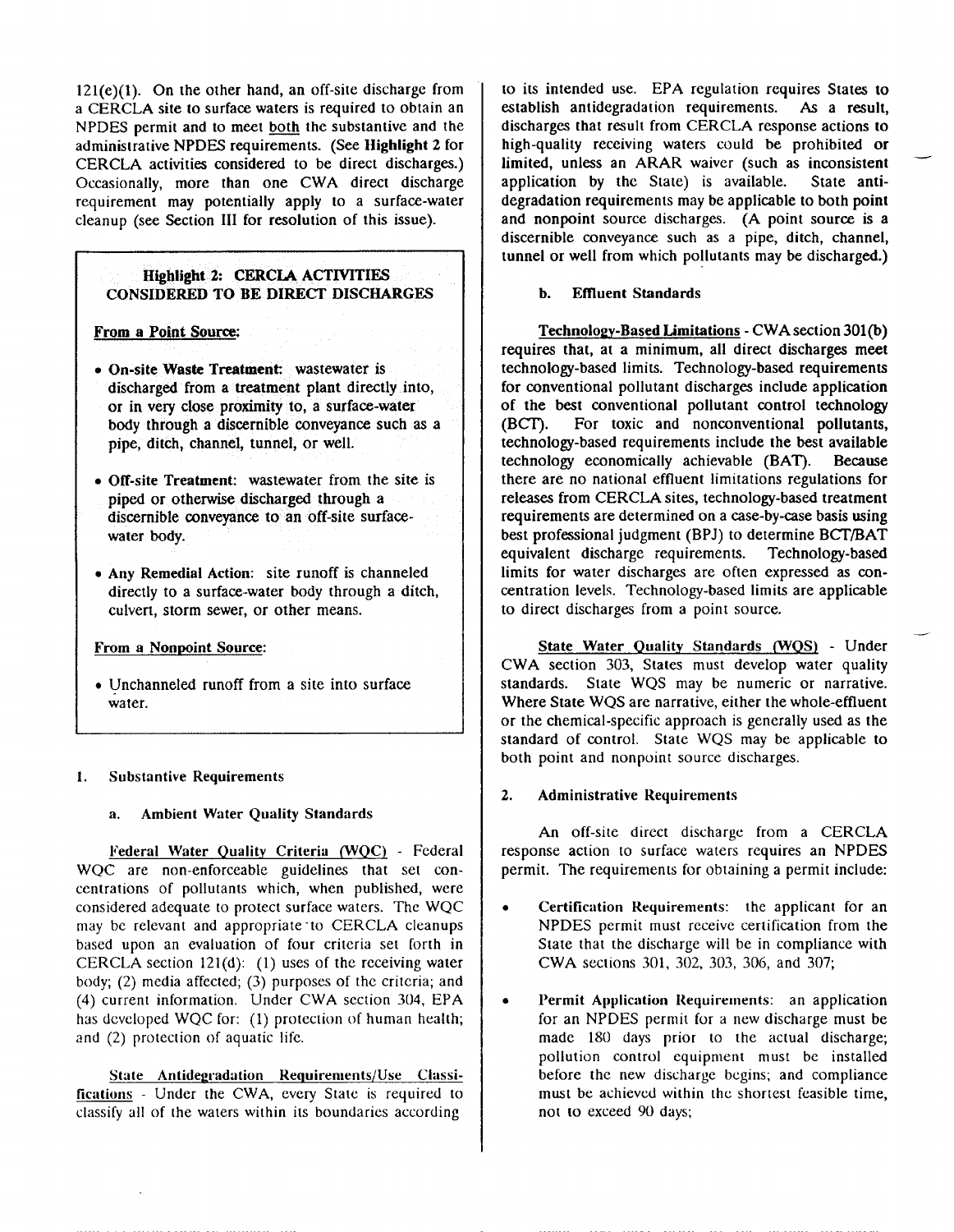121(e)(1). On the other hand, an off-site discharge from a CERCLA site to surface waters is required to obtain an NPDES permit and to meet both the substantive and the administrative NPDES requirements. (See **Highlight 2** for CERCLA activities considered to be direct discharges.) Occasionally, more than one CWA direct discharge requirement may potentially apply to a surface-water cleanup (see Section III for resolution of this issue).

> **Highlight 2: CERCLA ACTIVITIES CONSIDERED TO BE DIRECT DISCHARGES**
>
> From a Point Source:
>
> - **On-site Waste Treatment:** wastewater is discharged from a treatment plant directly into, or in very close proximity to, a surface-water body through a discernible conveyance such as a pipe, ditch, channel, tunnel, or well.
> - **Off-site Treatment:** wastewater from the site is piped or otherwise discharged through a discernible conveyance to an off-site surface-water body.
> - **Any Remedial Action:** site runoff is channeled directly to a surface-water body through a ditch, culvert, storm sewer, or other means.
>
> From a Nonpoint Source:
>
> - Unchanneled runoff from a site into surface water.

### 1. Substantive Requirements

#### a. Ambient Water Quality Standards

Federal Water Quality Criteria (WQC) - Federal WQC are non-enforceable guidelines that set concentrations of pollutants which, when published, were considered adequate to protect surface waters. The WQC may be relevant and appropriate to CERCLA cleanups based upon an evaluation of four criteria set forth in CERCLA section 121(d): (1) uses of the receiving water body; (2) media affected; (3) purposes of the criteria; and (4) current information. Under CWA section 304, EPA has developed WQC for: (1) protection of human health; and (2) protection of aquatic life.

State Antidegradation Requirements/Use Classifications - Under the CWA, every State is required to classify all of the waters within its boundaries according to its intended use. EPA regulation requires States to establish antidegradation requirements. As a result, discharges that result from CERCLA response actions to high-quality receiving waters could be prohibited or limited, unless an ARAR waiver (such as inconsistent application by the State) is available. State antidegradation requirements may be applicable to both point and nonpoint source discharges. (A point source is a discernible conveyance such as a pipe, ditch, channel, tunnel or well from which pollutants may be discharged.)

#### b. Effluent Standards

Technology-Based Limitations - CWA section 301(b) requires that, at a minimum, all direct discharges meet technology-based limits. Technology-based requirements for conventional pollutant discharges include application of the best conventional pollutant control technology (BCT). For toxic and nonconventional pollutants, technology-based requirements include the best available technology economically achievable (BAT). Because there are no national effluent limitations regulations for releases from CERCLA sites, technology-based treatment requirements are determined on a case-by-case basis using best professional judgment (BPJ) to determine BCT/BAT equivalent discharge requirements. Technology-based limits for water discharges are often expressed as concentration levels. Technology-based limits are applicable to direct discharges from a point source.

State Water Quality Standards (WQS) - Under CWA section 303, States must develop water quality standards. State WQS may be numeric or narrative. Where State WQS are narrative, either the whole-effluent or the chemical-specific approach is generally used as the standard of control. State WQS may be applicable to both point and nonpoint source discharges.

### 2. Administrative Requirements

An off-site direct discharge from a CERCLA response action to surface waters requires an NPDES permit. The requirements for obtaining a permit include:

- **Certification Requirements:** the applicant for an NPDES permit must receive certification from the State that the discharge will be in compliance with CWA sections 301, 302, 303, 306, and 307;
- **Permit Application Requirements:** an application for an NPDES permit for a new discharge must be made 180 days prior to the actual discharge; pollution control equipment must be installed before the new discharge begins; and compliance must be achieved within the shortest feasible time, not to exceed 90 days;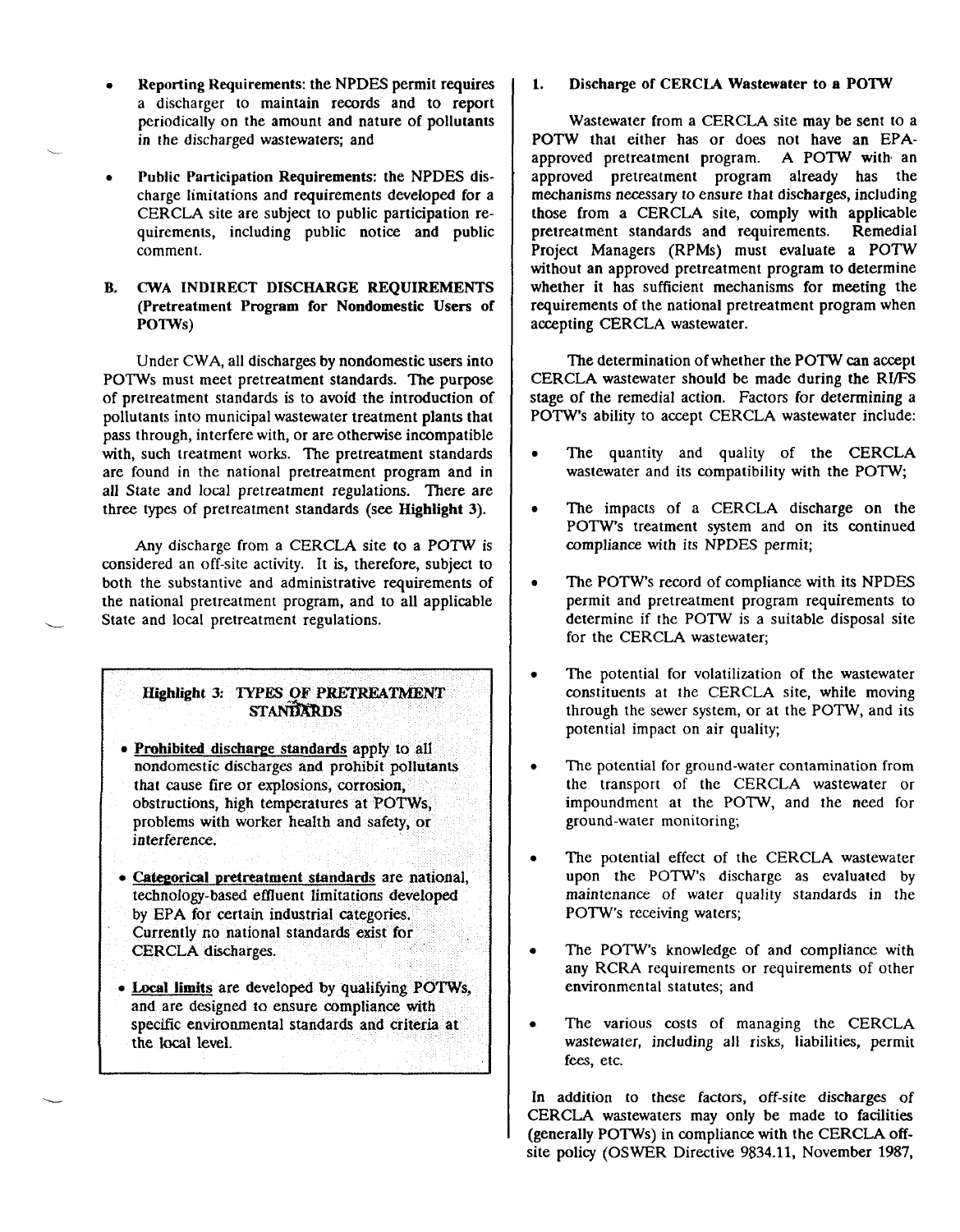- **Reporting Requirements**: the NPDES permit requires a discharger to maintain records and to report periodically on the amount and nature of pollutants in the discharged wastewaters; and

- **Public Participation Requirements**: the NPDES discharge limitations and requirements developed for a CERCLA site are subject to public participation requirements, including public notice and public comment.

## B. CWA INDIRECT DISCHARGE REQUIREMENTS (Pretreatment Program for Nondomestic Users of POTWs)

Under CWA, all discharges by nondomestic users into POTWs must meet pretreatment standards. The purpose of pretreatment standards is to avoid the introduction of pollutants into municipal wastewater treatment plants that pass through, interfere with, or are otherwise incompatible with, such treatment works. The pretreatment standards are found in the national pretreatment program and in all State and local pretreatment regulations. There are three types of pretreatment standards (see **Highlight 3**).

Any discharge from a CERCLA site to a POTW is considered an off-site activity. It is, therefore, subject to both the substantive and administrative requirements of the national pretreatment program, and to all applicable State and local pretreatment regulations.

> **Highlight 3: TYPES OF PRETREATMENT STANDARDS**
>
> - Prohibited discharge standards apply to all nondomestic discharges and prohibit pollutants that cause fire or explosions, corrosion, obstructions, high temperatures at POTWs, problems with worker health and safety, or interference.
> - Categorical pretreatment standards are national, technology-based effluent limitations developed by EPA for certain industrial categories. Currently no national standards exist for CERCLA discharges.
> - Local limits are developed by qualifying POTWs, and are designed to ensure compliance with specific environmental standards and criteria at the local level.

### 1. Discharge of CERCLA Wastewater to a POTW

Wastewater from a CERCLA site may be sent to a POTW that either has or does not have an EPA-approved pretreatment program. A POTW with an approved pretreatment program already has the mechanisms necessary to ensure that discharges, including those from a CERCLA site, comply with applicable pretreatment standards and requirements. Remedial Project Managers (RPMs) must evaluate a POTW without an approved pretreatment program to determine whether it has sufficient mechanisms for meeting the requirements of the national pretreatment program when accepting CERCLA wastewater.

The determination of whether the POTW can accept CERCLA wastewater should be made during the RI/FS stage of the remedial action. Factors for determining a POTW's ability to accept CERCLA wastewater include:

- The quantity and quality of the CERCLA wastewater and its compatibility with the POTW;
- The impacts of a CERCLA discharge on the POTW's treatment system and on its continued compliance with its NPDES permit;
- The POTW's record of compliance with its NPDES permit and pretreatment program requirements to determine if the POTW is a suitable disposal site for the CERCLA wastewater;
- The potential for volatilization of the wastewater constituents at the CERCLA site, while moving through the sewer system, or at the POTW, and its potential impact on air quality;
- The potential for ground-water contamination from the transport of the CERCLA wastewater or impoundment at the POTW, and the need for ground-water monitoring;
- The potential effect of the CERCLA wastewater upon the POTW's discharge as evaluated by maintenance of water quality standards in the POTW's receiving waters;
- The POTW's knowledge of and compliance with any RCRA requirements or requirements of other environmental statutes; and
- The various costs of managing the CERCLA wastewater, including all risks, liabilities, permit fees, etc.

In addition to these factors, off-site discharges of CERCLA wastewaters may only be made to facilities (generally POTWs) in compliance with the CERCLA off-site policy (OSWER Directive 9834.11, November 1987,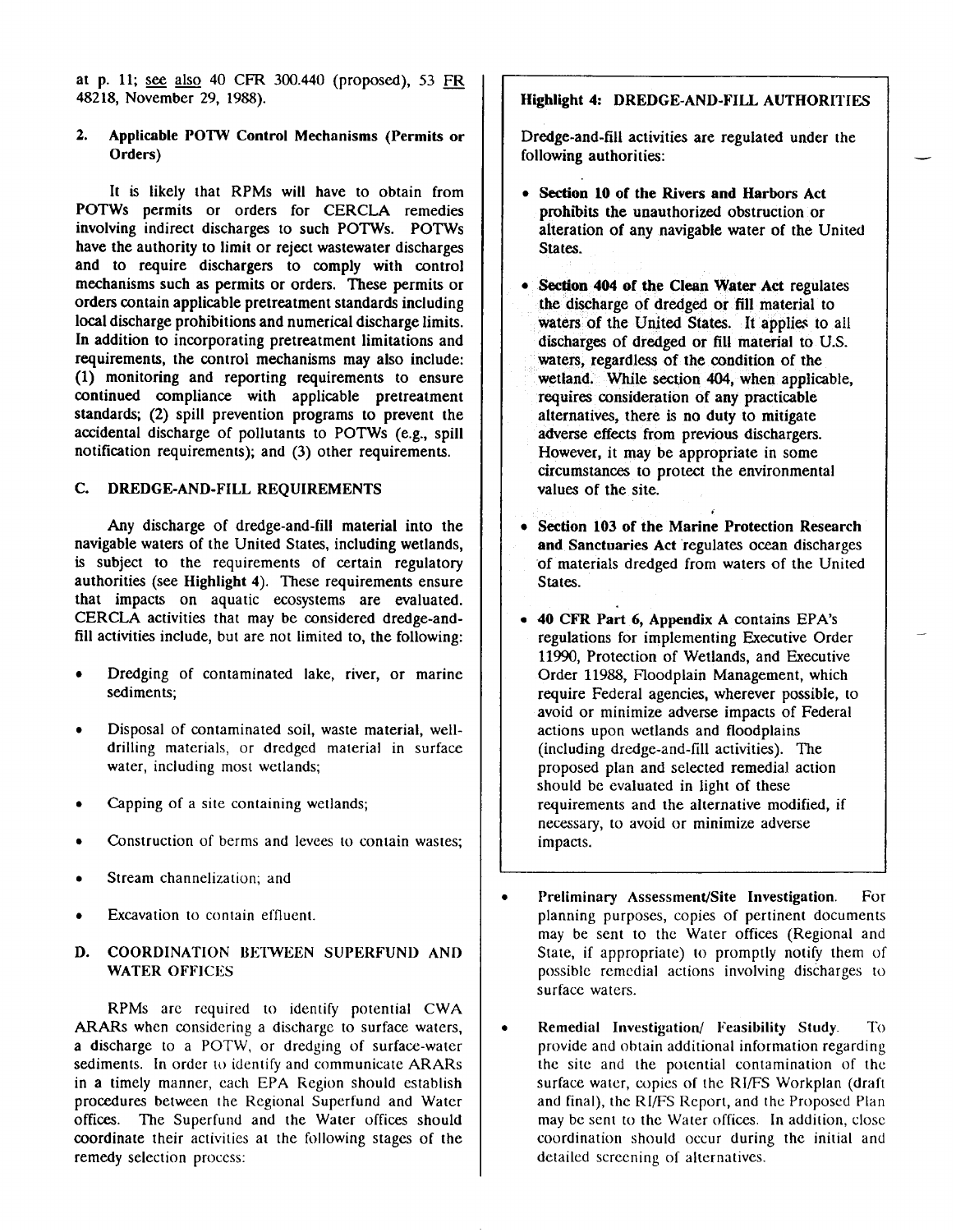at p. 11; see also 40 CFR 300.440 (proposed), 53 FR 48218, November 29, 1988).

### 2. Applicable POTW Control Mechanisms (Permits or Orders)

It is likely that RPMs will have to obtain from POTWs permits or orders for CERCLA remedies involving indirect discharges to such POTWs. POTWs have the authority to limit or reject wastewater discharges and to require dischargers to comply with control mechanisms such as permits or orders. These permits or orders contain applicable pretreatment standards including local discharge prohibitions and numerical discharge limits. In addition to incorporating pretreatment limitations and requirements, the control mechanisms may also include: (1) monitoring and reporting requirements to ensure continued compliance with applicable pretreatment standards; (2) spill prevention programs to prevent the accidental discharge of pollutants to POTWs (e.g., spill notification requirements); and (3) other requirements.

## C. DREDGE-AND-FILL REQUIREMENTS

Any discharge of dredge-and-fill material into the navigable waters of the United States, including wetlands, is subject to the requirements of certain regulatory authorities (see **Highlight 4**). These requirements ensure that impacts on aquatic ecosystems are evaluated. CERCLA activities that may be considered dredge-and-fill activities include, but are not limited to, the following:

- Dredging of contaminated lake, river, or marine sediments;
- Disposal of contaminated soil, waste material, well-drilling materials, or dredged material in surface water, including most wetlands;
- Capping of a site containing wetlands;
- Construction of berms and levees to contain wastes;
- Stream channelization; and
- Excavation to contain effluent.

## D. COORDINATION BETWEEN SUPERFUND AND WATER OFFICES

RPMs are required to identify potential CWA ARARs when considering a discharge to surface waters, a discharge to a POTW, or dredging of surface-water sediments. In order to identify and communicate ARARs in a timely manner, each EPA Region should establish procedures between the Regional Superfund and Water offices. The Superfund and the Water offices should coordinate their activities at the following stages of the remedy selection process:

- **Preliminary Assessment/Site Investigation.** For planning purposes, copies of pertinent documents may be sent to the Water offices (Regional and State, if appropriate) to promptly notify them of possible remedial actions involving discharges to surface waters.
- **Remedial Investigation/ Feasibility Study.** To provide and obtain additional information regarding the site and the potential contamination of the surface water, copies of the RI/FS Workplan (draft and final), the RI/FS Report, and the Proposed Plan may be sent to the Water offices. In addition, close coordination should occur during the initial and detailed screening of alternatives.

---

**Highlight 4: DREDGE-AND-FILL AUTHORITIES**

Dredge-and-fill activities are regulated under the following authorities:

- **Section 10 of the Rivers and Harbors Act** prohibits the unauthorized obstruction or alteration of any navigable water of the United States.
- **Section 404 of the Clean Water Act** regulates the discharge of dredged or fill material to waters of the United States. It applies to all discharges of dredged or fill material to U.S. waters, regardless of the condition of the wetland. While section 404, when applicable, requires consideration of any practicable alternatives, there is no duty to mitigate adverse effects from previous dischargers. However, it may be appropriate in some circumstances to protect the environmental values of the site.
- **Section 103 of the Marine Protection Research and Sanctuaries Act** regulates ocean discharges of materials dredged from waters of the United States.
- **40 CFR Part 6, Appendix A** contains EPA's regulations for implementing Executive Order 11990, Protection of Wetlands, and Executive Order 11988, Floodplain Management, which require Federal agencies, wherever possible, to avoid or minimize adverse impacts of Federal actions upon wetlands and floodplains (including dredge-and-fill activities). The proposed plan and selected remedial action should be evaluated in light of these requirements and the alternative modified, if necessary, to avoid or minimize adverse impacts.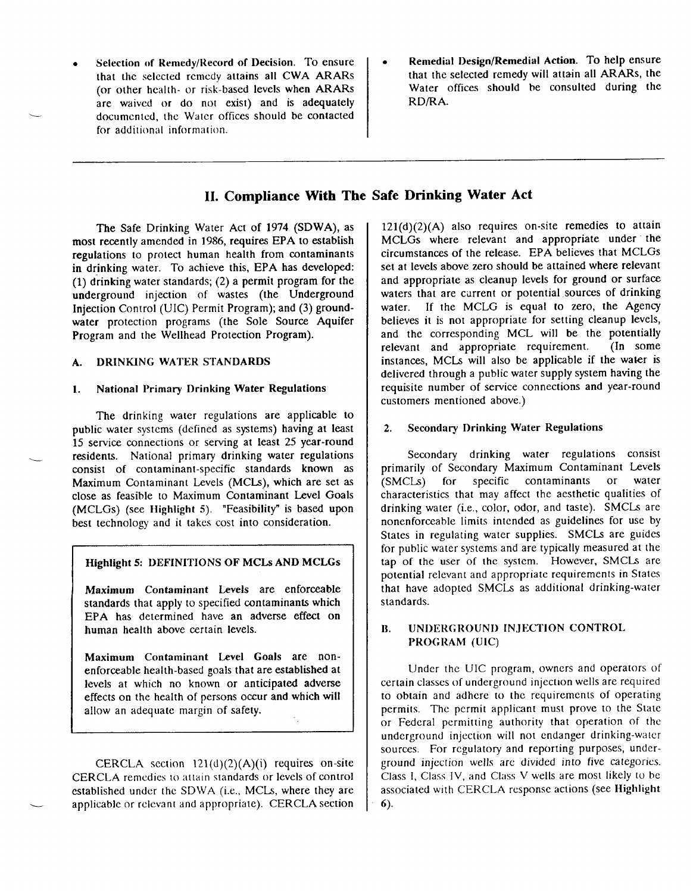- **Selection of Remedy/Record of Decision.** To ensure that the selected remedy attains all CWA ARARs (or other health- or risk-based levels when ARARs are waived or do not exist) and is adequately documented, the Water offices should be contacted for additional information.

- **Remedial Design/Remedial Action.** To help ensure that the selected remedy will attain all ARARs, the Water offices should be consulted during the RD/RA.

## II. Compliance With The Safe Drinking Water Act

The Safe Drinking Water Act of 1974 (SDWA), as most recently amended in 1986, requires EPA to establish regulations to protect human health from contaminants in drinking water. To achieve this, EPA has developed: (1) drinking water standards; (2) a permit program for the underground injection of wastes (the Underground Injection Control (UIC) Permit Program); and (3) ground-water protection programs (the Sole Source Aquifer Program and the Wellhead Protection Program).

### A. DRINKING WATER STANDARDS

#### 1. National Primary Drinking Water Regulations

The drinking water regulations are applicable to public water systems (defined as systems) having at least 15 service connections or serving at least 25 year-round residents. National primary drinking water regulations consist of contaminant-specific standards known as Maximum Contaminant Levels (MCLs), which are set as close as feasible to Maximum Contaminant Level Goals (MCLGs) (see **Highlight 5**). "Feasibility" is based upon best technology and it takes cost into consideration.

> **Highlight 5: DEFINITIONS OF MCLs AND MCLGs**
>
> **Maximum Contaminant Levels** are enforceable standards that apply to specified contaminants which EPA has determined have an adverse effect on human health above certain levels.
>
> **Maximum Contaminant Level Goals** are non-enforceable health-based goals that are established at levels at which no known or anticipated adverse effects on the health of persons occur and which will allow an adequate margin of safety.

CERCLA section 121(d)(2)(A)(i) requires on-site CERCLA remedies to attain standards or levels of control established under the SDWA (i.e., MCLs, where they are applicable or relevant and appropriate). CERCLA section 121(d)(2)(A) also requires on-site remedies to attain MCLGs where relevant and appropriate under the circumstances of the release. EPA believes that MCLGs set at levels above zero should be attained where relevant and appropriate as cleanup levels for ground or surface waters that are current or potential sources of drinking water. If the MCLG is equal to zero, the Agency believes it is not appropriate for setting cleanup levels, and the corresponding MCL will be the potentially relevant and appropriate requirement. (In some instances, MCLs will also be applicable if the water is delivered through a public water supply system having the requisite number of service connections and year-round customers mentioned above.)

#### 2. Secondary Drinking Water Regulations

Secondary drinking water regulations consist primarily of Secondary Maximum Contaminant Levels (SMCLs) for specific contaminants or water characteristics that may affect the aesthetic qualities of drinking water (i.e., color, odor, and taste). SMCLs are nonenforceable limits intended as guidelines for use by States in regulating water supplies. SMCLs are guides for public water systems and are typically measured at the tap of the user of the system. However, SMCLs are potential relevant and appropriate requirements in States that have adopted SMCLs as additional drinking-water standards.

### B. UNDERGROUND INJECTION CONTROL PROGRAM (UIC)

Under the UIC program, owners and operators of certain classes of underground injection wells are required to obtain and adhere to the requirements of operating permits. The permit applicant must prove to the State or Federal permitting authority that operation of the underground injection will not endanger drinking-water sources. For regulatory and reporting purposes, underground injection wells are divided into five categories. Class I, Class IV, and Class V wells are most likely to be associated with CERCLA response actions (see **Highlight 6**).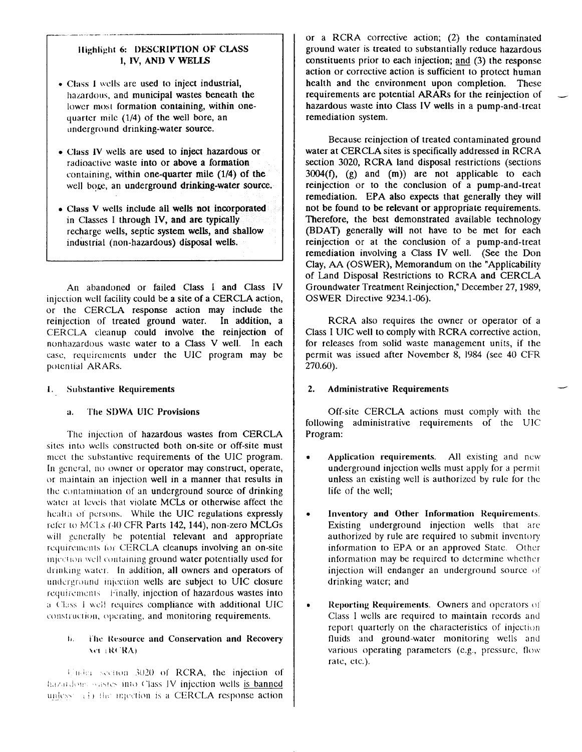## Highlight 6: DESCRIPTION OF CLASS I, IV, AND V WELLS

- Class I wells are used to inject industrial, hazardous, and municipal wastes beneath the lower most formation containing, within one-quarter mile (1/4) of the well bore, an underground drinking-water source.
- Class IV wells are used to inject hazardous or radioactive waste into or above a formation containing, within one-quarter mile (1/4) of the well bore, an underground drinking-water source.
- Class V wells include all wells not incorporated in Classes I through IV, and are typically recharge wells, septic system wells, and shallow industrial (non-hazardous) disposal wells.

An abandoned or failed Class I and Class IV injection well facility could be a site of a CERCLA action, or the CERCLA response action may include the reinjection of treated ground water. In addition, a CERCLA cleanup could involve the reinjection of nonhazardous waste water to a Class V well. In each case, requirements under the UIC program may be potential ARARs.

### 1. Substantive Requirements

#### a. The SDWA UIC Provisions

The injection of hazardous wastes from CERCLA sites into wells constructed both on-site or off-site must meet the substantive requirements of the UIC program. In general, no owner or operator may construct, operate, or maintain an injection well in a manner that results in the contamination of an underground source of drinking water at levels that violate MCLs or otherwise affect the health of persons. While the UIC regulations expressly refer to MCLs (40 CFR Parts 142, 144), non-zero MCLGs will generally be potential relevant and appropriate requirements for CERCLA cleanups involving an on-site injection well containing ground water potentially used for drinking water. In addition, all owners and operators of underground injection wells are subject to UIC closure requirements. Finally, injection of hazardous wastes into a Class I well requires compliance with additional UIC construction, operating, and monitoring requirements.

#### b. The Resource and Conservation and Recovery Act (RCRA)

Under section 3020 of RCRA, the injection of hazardous wastes into Class IV injection wells is banned unless: (1) the injection is a CERCLA response action or a RCRA corrective action; (2) the contaminated ground water is treated to substantially reduce hazardous constituents prior to each injection; and (3) the response action or corrective action is sufficient to protect human health and the environment upon completion. These requirements are potential ARARs for the reinjection of hazardous waste into Class IV wells in a pump-and-treat remediation system.

Because reinjection of treated contaminated ground water at CERCLA sites is specifically addressed in RCRA section 3020, RCRA land disposal restrictions (sections 3004(f), (g) and (m)) are not applicable to each reinjection or to the conclusion of a pump-and-treat remediation. EPA also expects that generally they will not be found to be relevant or appropriate requirements. Therefore, the best demonstrated available technology (BDAT) generally will not have to be met for each reinjection or at the conclusion of a pump-and-treat remediation involving a Class IV well. (See the Don Clay, AA (OSWER), Memorandum on the "Applicability of Land Disposal Restrictions to RCRA and CERCLA Groundwater Treatment Reinjection," December 27, 1989, OSWER Directive 9234.1-06).

RCRA also requires the owner or operator of a Class I UIC well to comply with RCRA corrective action, for releases from solid waste management units, if the permit was issued after November 8, 1984 (see 40 CFR 270.60).

### 2. Administrative Requirements

Off-site CERCLA actions must comply with the following administrative requirements of the UIC Program:

- **Application requirements.** All existing and new underground injection wells must apply for a permit unless an existing well is authorized by rule for the life of the well;
- **Inventory and Other Information Requirements.** Existing underground injection wells that are authorized by rule are required to submit inventory information to EPA or an approved State. Other information may be required to determine whether injection will endanger an underground source of drinking water; and
- **Reporting Requirements.** Owners and operators of Class I wells are required to maintain records and report quarterly on the characteristics of injection fluids and ground-water monitoring wells and various operating parameters (e.g., pressure, flow rate, etc.).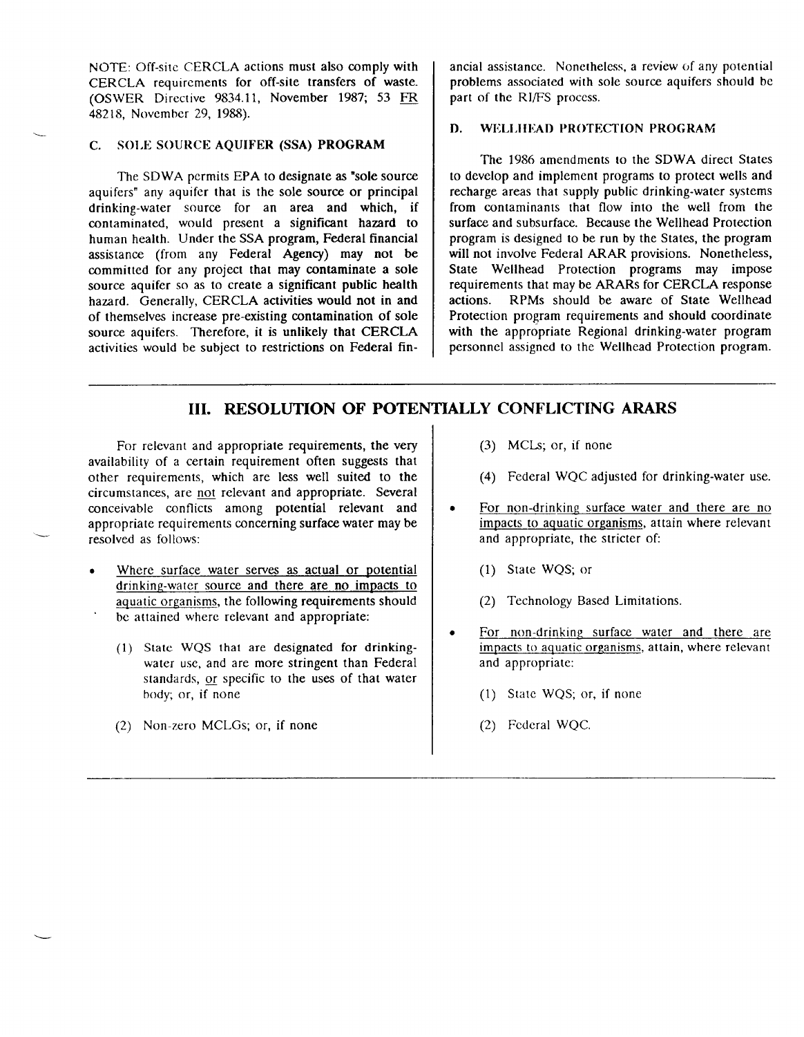NOTE: Off-site CERCLA actions must also comply with CERCLA requirements for off-site transfers of waste. (OSWER Directive 9834.11, November 1987; 53 FR 48218, November 29, 1988).

### C. SOLE SOURCE AQUIFER (SSA) PROGRAM

The SDWA permits EPA to designate as "sole source aquifers" any aquifer that is the sole source or principal drinking-water source for an area and which, if contaminated, would present a significant hazard to human health. Under the SSA program, Federal financial assistance (from any Federal Agency) may not be committed for any project that may contaminate a sole source aquifer so as to create a significant public health hazard. Generally, CERCLA activities would not in and of themselves increase pre-existing contamination of sole source aquifers. Therefore, it is unlikely that CERCLA activities would be subject to restrictions on Federal financial assistance. Nonetheless, a review of any potential problems associated with sole source aquifers should be part of the RI/FS process.

### D. WELLHEAD PROTECTION PROGRAM

The 1986 amendments to the SDWA direct States to develop and implement programs to protect wells and recharge areas that supply public drinking-water systems from contaminants that flow into the well from the surface and subsurface. Because the Wellhead Protection program is designed to be run by the States, the program will not involve Federal ARAR provisions. Nonetheless, State Wellhead Protection programs may impose requirements that may be ARARs for CERCLA response actions. RPMs should be aware of State Wellhead Protection program requirements and should coordinate with the appropriate Regional drinking-water program personnel assigned to the Wellhead Protection program.

## III. RESOLUTION OF POTENTIALLY CONFLICTING ARARS

For relevant and appropriate requirements, the very availability of a certain requirement often suggests that other requirements, which are less well suited to the circumstances, are not relevant and appropriate. Several conceivable conflicts among potential relevant and appropriate requirements concerning surface water may be resolved as follows:

- Where surface water serves as actual or potential drinking-water source and there are no impacts to aquatic organisms, the following requirements should be attained where relevant and appropriate:

  (1) State WQS that are designated for drinking-water use, and are more stringent than Federal standards, or specific to the uses of that water body; or, if none

  (2) Non-zero MCLGs; or, if none

  (3) MCLs; or, if none

  (4) Federal WQC adjusted for drinking-water use.

- For non-drinking surface water and there are no impacts to aquatic organisms, attain where relevant and appropriate, the stricter of:

  (1) State WQS; or

  (2) Technology Based Limitations.

- For non-drinking surface water and there are impacts to aquatic organisms, attain, where relevant and appropriate:

  (1) State WQS; or, if none

  (2) Federal WQC.